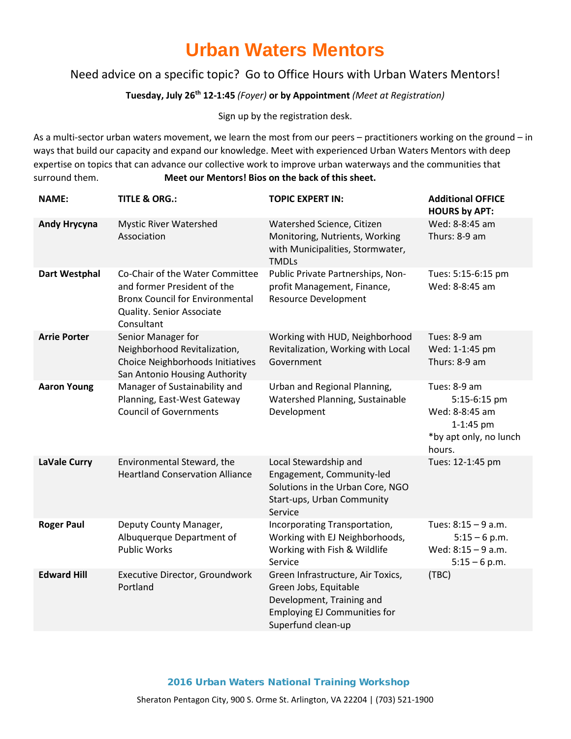# Urban Waters Mentors

Need advice on a specific topic? Go to Office Hours with Urban Waters Mentors!

**Tuesday, July 26th 12-1:45** *(Foyer)* **or by Appointment** *(Meet at Registration)*

Sign up by the registration desk.

As a multi-sector urban waters movement, we learn the most from our peers – practitioners working on the ground – in ways that build our capacity and expand our knowledge. Meet with experienced Urban Waters Mentors with deep expertise on topics that can advance our collective work to improve urban waterways and the communities that surround them. **Meet our Mentors! Bios on the back of this sheet.**

| NAME: | TITLE & ORG.: | TOPIC EXPERT IN: | Additional OFFICE HOURS by APT: |
|---|---|---|---|
| **Andy Hrycyna** | Mystic River Watershed Association | Watershed Science, Citizen Monitoring, Nutrients, Working with Municipalities, Stormwater, TMDLs | Wed: 8-8:45 am<br>Thurs: 8-9 am |
| **Dart Westphal** | Co-Chair of the Water Committee and former President of the Bronx Council for Environmental Quality. Senior Associate Consultant | Public Private Partnerships, Non-profit Management, Finance, Resource Development | Tues: 5:15-6:15 pm<br>Wed: 8-8:45 am |
| **Arrie Porter** | Senior Manager for Neighborhood Revitalization, Choice Neighborhoods Initiatives San Antonio Housing Authority | Working with HUD, Neighborhood Revitalization, Working with Local Government | Tues: 8-9 am<br>Wed: 1-1:45 pm<br>Thurs: 8-9 am |
| **Aaron Young** | Manager of Sustainability and Planning, East-West Gateway Council of Governments | Urban and Regional Planning, Watershed Planning, Sustainable Development | Tues: 8-9 am<br>5:15-6:15 pm<br>Wed: 8-8:45 am<br>1-1:45 pm<br>*by apt only, no lunch hours. |
| **LaVale Curry** | Environmental Steward, the Heartland Conservation Alliance | Local Stewardship and Engagement, Community-led Solutions in the Urban Core, NGO Start-ups, Urban Community Service | Tues: 12-1:45 pm |
| **Roger Paul** | Deputy County Manager, Albuquerque Department of Public Works | Incorporating Transportation, Working with EJ Neighborhoods, Working with Fish & Wildlife Service | Tues: 8:15 – 9 a.m.<br>5:15 – 6 p.m.<br>Wed: 8:15 – 9 a.m.<br>5:15 – 6 p.m. |
| **Edward Hill** | Executive Director, Groundwork Portland | Green Infrastructure, Air Toxics, Green Jobs, Equitable Development, Training and Employing EJ Communities for Superfund clean-up | (TBC) |

**2016 Urban Waters National Training Workshop**

Sheraton Pentagon City, 900 S. Orme St. Arlington, VA 22204 | (703) 521-1900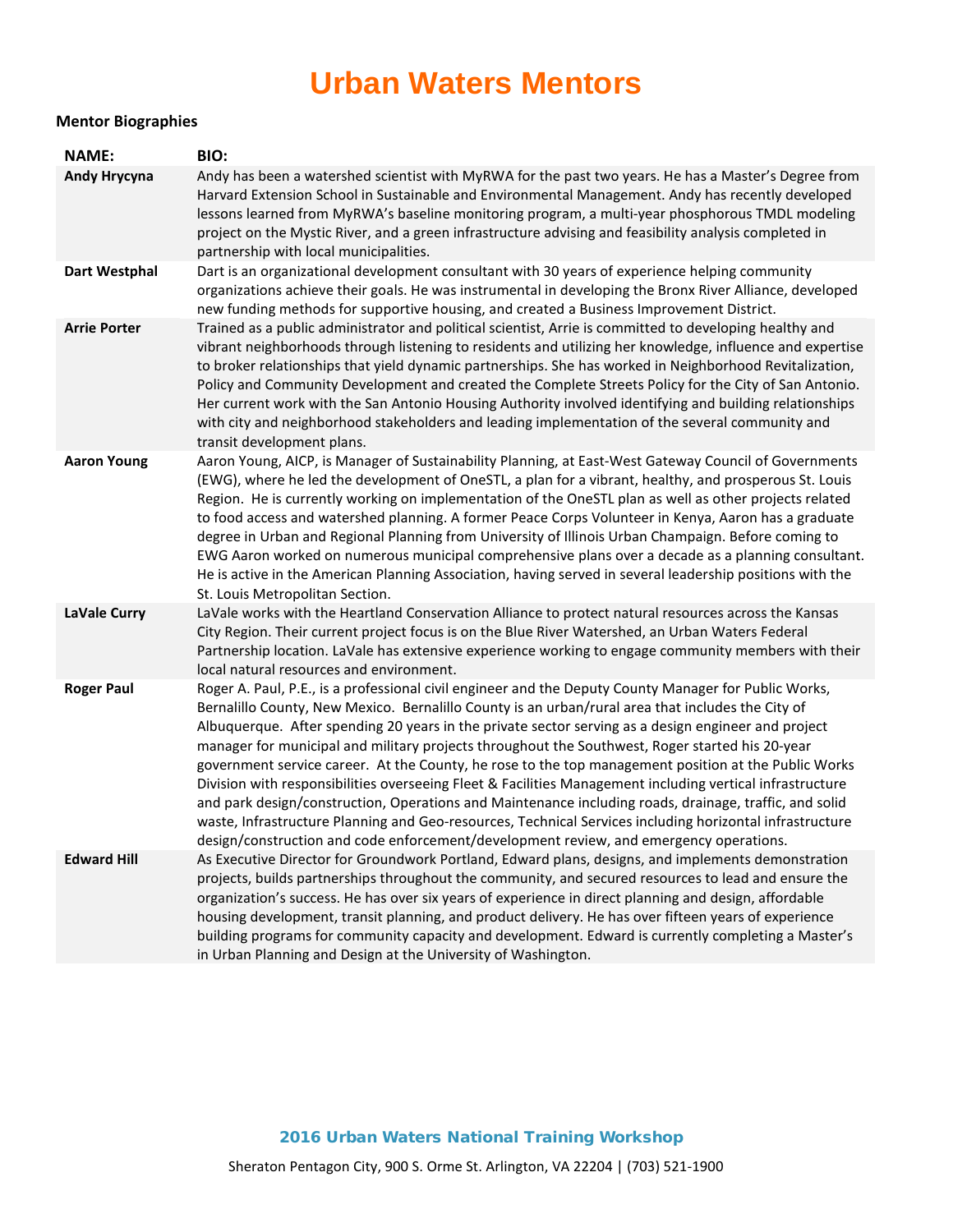# Urban Waters Mentors

**Mentor Biographies**

| NAME: | BIO: |
|---|---|
| **Andy Hrycyna** | Andy has been a watershed scientist with MyRWA for the past two years. He has a Master's Degree from Harvard Extension School in Sustainable and Environmental Management. Andy has recently developed lessons learned from MyRWA's baseline monitoring program, a multi-year phosphorous TMDL modeling project on the Mystic River, and a green infrastructure advising and feasibility analysis completed in partnership with local municipalities. |
| **Dart Westphal** | Dart is an organizational development consultant with 30 years of experience helping community organizations achieve their goals. He was instrumental in developing the Bronx River Alliance, developed new funding methods for supportive housing, and created a Business Improvement District. |
| **Arrie Porter** | Trained as a public administrator and political scientist, Arrie is committed to developing healthy and vibrant neighborhoods through listening to residents and utilizing her knowledge, influence and expertise to broker relationships that yield dynamic partnerships. She has worked in Neighborhood Revitalization, Policy and Community Development and created the Complete Streets Policy for the City of San Antonio. Her current work with the San Antonio Housing Authority involved identifying and building relationships with city and neighborhood stakeholders and leading implementation of the several community and transit development plans. |
| **Aaron Young** | Aaron Young, AICP, is Manager of Sustainability Planning, at East-West Gateway Council of Governments (EWG), where he led the development of OneSTL, a plan for a vibrant, healthy, and prosperous St. Louis Region. He is currently working on implementation of the OneSTL plan as well as other projects related to food access and watershed planning. A former Peace Corps Volunteer in Kenya, Aaron has a graduate degree in Urban and Regional Planning from University of Illinois Urban Champaign. Before coming to EWG Aaron worked on numerous municipal comprehensive plans over a decade as a planning consultant. He is active in the American Planning Association, having served in several leadership positions with the St. Louis Metropolitan Section. |
| **LaVale Curry** | LaVale works with the Heartland Conservation Alliance to protect natural resources across the Kansas City Region. Their current project focus is on the Blue River Watershed, an Urban Waters Federal Partnership location. LaVale has extensive experience working to engage community members with their local natural resources and environment. |
| **Roger Paul** | Roger A. Paul, P.E., is a professional civil engineer and the Deputy County Manager for Public Works, Bernalillo County, New Mexico. Bernalillo County is an urban/rural area that includes the City of Albuquerque. After spending 20 years in the private sector serving as a design engineer and project manager for municipal and military projects throughout the Southwest, Roger started his 20-year government service career. At the County, he rose to the top management position at the Public Works Division with responsibilities overseeing Fleet & Facilities Management including vertical infrastructure and park design/construction, Operations and Maintenance including roads, drainage, traffic, and solid waste, Infrastructure Planning and Geo-resources, Technical Services including horizontal infrastructure design/construction and code enforcement/development review, and emergency operations. |
| **Edward Hill** | As Executive Director for Groundwork Portland, Edward plans, designs, and implements demonstration projects, builds partnerships throughout the community, and secured resources to lead and ensure the organization's success. He has over six years of experience in direct planning and design, affordable housing development, transit planning, and product delivery. He has over fifteen years of experience building programs for community capacity and development. Edward is currently completing a Master's in Urban Planning and Design at the University of Washington. |